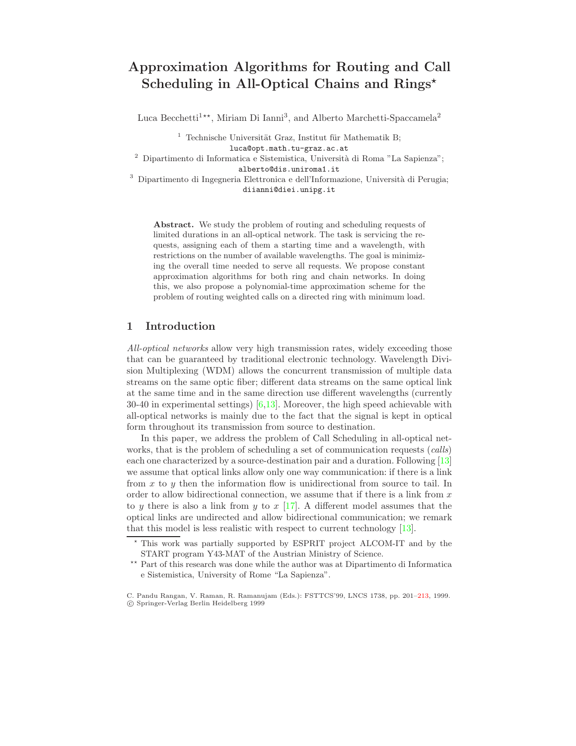# Approximation Algorithms for Routing and Call Scheduling in All-Optical Chains and Rings*

Luca Becchetti[1]**, Miriam Di Ianni[3], and Alberto Marchetti-Spaccamela[2]

[1] Technische Universität Graz, Institut für Mathematik B;
luca@opt.math.tu-graz.ac.at

[2] Dipartimento di Informatica e Sistemistica, Università di Roma "La Sapienza";
alberto@dis.uniroma1.it

[3] Dipartimento di Ingegneria Elettronica e dell'Informazione, Università di Perugia;
diianni@diei.unipg.it

**Abstract.** We study the problem of routing and scheduling requests of limited durations in an all-optical network. The task is servicing the requests, assigning each of them a starting time and a wavelength, with restrictions on the number of available wavelengths. The goal is minimizing the overall time needed to serve all requests. We propose constant approximation algorithms for both ring and chain networks. In doing this, we also propose a polynomial-time approximation scheme for the problem of routing weighted calls on a directed ring with minimum load.

## 1 Introduction

*All-optical networks* allow very high transmission rates, widely exceeding those that can be guaranteed by traditional electronic technology. Wavelength Division Multiplexing (WDM) allows the concurrent transmission of multiple data streams on the same optic fiber; different data streams on the same optical link at the same time and in the same direction use different wavelengths (currently 30-40 in experimental settings) [6,13]. Moreover, the high speed achievable with all-optical networks is mainly due to the fact that the signal is kept in optical form throughout its transmission from source to destination.

In this paper, we address the problem of Call Scheduling in all-optical networks, that is the problem of scheduling a set of communication requests (*calls*) each one characterized by a source-destination pair and a duration. Following [13] we assume that optical links allow only one way communication: if there is a link from $x$ to $y$ then the information flow is unidirectional from source to tail. In order to allow bidirectional connection, we assume that if there is a link from $x$ to $y$ there is also a link from $y$ to $x$ [17]. A different model assumes that the optical links are undirected and allow bidirectional communication; we remark that this model is less realistic with respect to current technology [13].

---

* This work was partially supported by ESPRIT project ALCOM-IT and by the START program Y43-MAT of the Austrian Ministry of Science.

** Part of this research was done while the author was at Dipartimento di Informatica e Sistemistica, University of Rome "La Sapienza".

C. Pandu Rangan, V. Raman, R. Ramanujam (Eds.): FSTTCS'99, LNCS 1738, pp. 201–213, 1999.
© Springer-Verlag Berlin Heidelberg 1999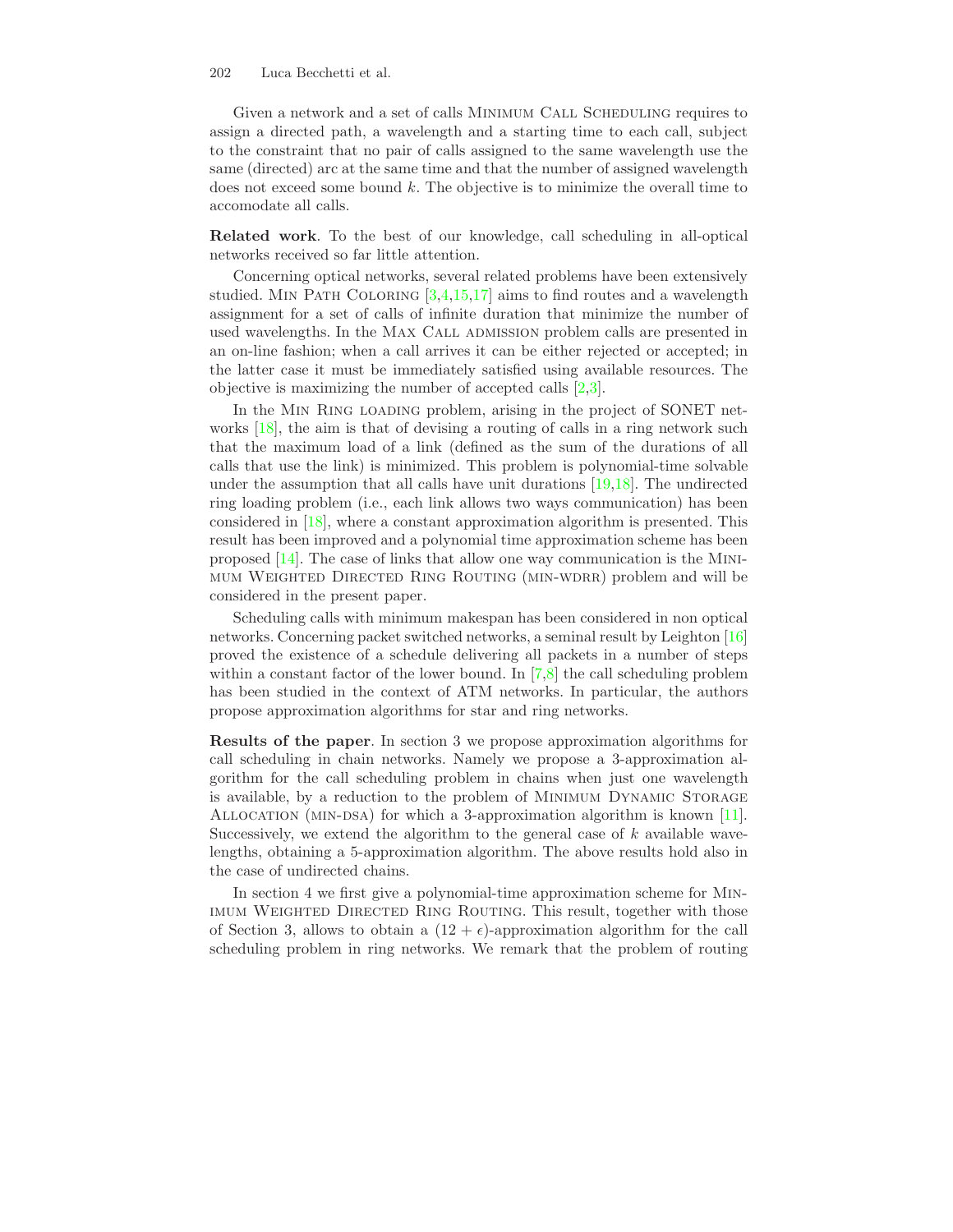Given a network and a set of calls Minimum Call Scheduling requires to assign a directed path, a wavelength and a starting time to each call, subject to the constraint that no pair of calls assigned to the same wavelength use the same (directed) arc at the same time and that the number of assigned wavelength does not exceed some bound $k$. The objective is to minimize the overall time to accomodate all calls.

**Related work**. To the best of our knowledge, call scheduling in all-optical networks received so far little attention.

Concerning optical networks, several related problems have been extensively studied. Min Path Coloring [3,4,15,17] aims to find routes and a wavelength assignment for a set of calls of infinite duration that minimize the number of used wavelengths. In the Max Call admission problem calls are presented in an on-line fashion; when a call arrives it can be either rejected or accepted; in the latter case it must be immediately satisfied using available resources. The objective is maximizing the number of accepted calls [2,3].

In the Min Ring loading problem, arising in the project of SONET networks [18], the aim is that of devising a routing of calls in a ring network such that the maximum load of a link (defined as the sum of the durations of all calls that use the link) is minimized. This problem is polynomial-time solvable under the assumption that all calls have unit durations [19,18]. The undirected ring loading problem (i.e., each link allows two ways communication) has been considered in [18], where a constant approximation algorithm is presented. This result has been improved and a polynomial time approximation scheme has been proposed [14]. The case of links that allow one way communication is the Minimum Weighted Directed Ring Routing (min-wdrr) problem and will be considered in the present paper.

Scheduling calls with minimum makespan has been considered in non optical networks. Concerning packet switched networks, a seminal result by Leighton [16] proved the existence of a schedule delivering all packets in a number of steps within a constant factor of the lower bound. In [7,8] the call scheduling problem has been studied in the context of ATM networks. In particular, the authors propose approximation algorithms for star and ring networks.

**Results of the paper**. In section 3 we propose approximation algorithms for call scheduling in chain networks. Namely we propose a 3-approximation algorithm for the call scheduling problem in chains when just one wavelength is available, by a reduction to the problem of Minimum Dynamic Storage Allocation (min-dsa) for which a 3-approximation algorithm is known [11]. Successively, we extend the algorithm to the general case of $k$ available wavelengths, obtaining a 5-approximation algorithm. The above results hold also in the case of undirected chains.

In section 4 we first give a polynomial-time approximation scheme for Minimum Weighted Directed Ring Routing. This result, together with those of Section 3, allows to obtain a $(12 + \epsilon)$-approximation algorithm for the call scheduling problem in ring networks. We remark that the problem of routing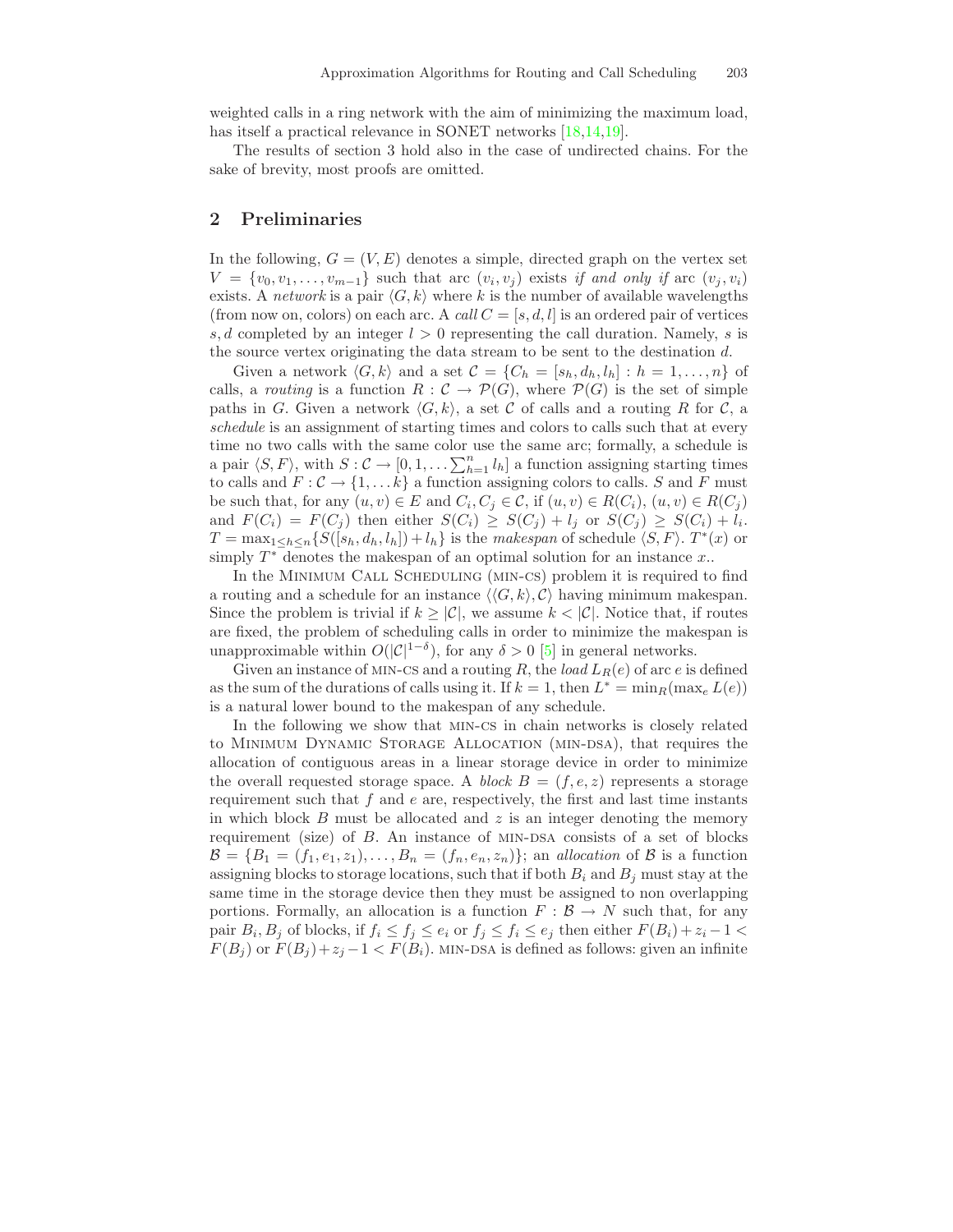weighted calls in a ring network with the aim of minimizing the maximum load, has itself a practical relevance in SONET networks [18,14,19].

The results of section 3 hold also in the case of undirected chains. For the sake of brevity, most proofs are omitted.

## 2 Preliminaries

In the following, $G = (V, E)$ denotes a simple, directed graph on the vertex set $V = \{v_0, v_1, \ldots, v_{m-1}\}$ such that arc $(v_i, v_j)$ exists *if and only if* arc $(v_j, v_i)$ exists. A *network* is a pair $\langle G, k \rangle$ where $k$ is the number of available wavelengths (from now on, colors) on each arc. A *call* $C = [s, d, l]$ is an ordered pair of vertices $s, d$ completed by an integer $l > 0$ representing the call duration. Namely, $s$ is the source vertex originating the data stream to be sent to the destination $d$.

Given a network $\langle G, k \rangle$ and a set $\mathcal{C} = \{C_h = [s_h, d_h, l_h] : h = 1, \ldots, n\}$ of calls, a *routing* is a function $R : \mathcal{C} \to \mathcal{P}(G)$, where $\mathcal{P}(G)$ is the set of simple paths in $G$. Given a network $\langle G, k \rangle$, a set $\mathcal{C}$ of calls and a routing $R$ for $\mathcal{C}$, a *schedule* is an assignment of starting times and colors to calls such that at every time no two calls with the same color use the same arc; formally, a schedule is a pair $\langle S, F \rangle$, with $S : \mathcal{C} \to [0, 1, \ldots \sum_{h=1}^{n} l_h]$ a function assigning starting times to calls and $F : \mathcal{C} \to \{1, \ldots k\}$ a function assigning colors to calls. $S$ and $F$ must be such that, for any $(u, v) \in E$ and $C_i, C_j \in \mathcal{C}$, if $(u, v) \in R(C_i)$, $(u, v) \in R(C_j)$ and $F(C_i) = F(C_j)$ then either $S(C_i) \geq S(C_j) + l_j$ or $S(C_j) \geq S(C_i) + l_i$. $T = \max_{1 \leq h \leq n}\{S([s_h, d_h, l_h]) + l_h\}$ is the *makespan* of schedule $\langle S, F \rangle$. $T^*(x)$ or simply $T^*$ denotes the makespan of an optimal solution for an instance $x$..

In the Minimum Call Scheduling (min-cs) problem it is required to find a routing and a schedule for an instance $\langle \langle G, k \rangle, \mathcal{C} \rangle$ having minimum makespan. Since the problem is trivial if $k \geq |\mathcal{C}|$, we assume $k < |\mathcal{C}|$. Notice that, if routes are fixed, the problem of scheduling calls in order to minimize the makespan is unapproximable within $O(|\mathcal{C}|^{1-\delta})$, for any $\delta > 0$ [5] in general networks.

Given an instance of min-cs and a routing $R$, the *load* $L_R(e)$ of arc $e$ is defined as the sum of the durations of calls using it. If $k = 1$, then $L^* = \min_R(\max_e L(e))$ is a natural lower bound to the makespan of any schedule.

In the following we show that min-cs in chain networks is closely related to Minimum Dynamic Storage Allocation (min-dsa), that requires the allocation of contiguous areas in a linear storage device in order to minimize the overall requested storage space. A *block* $B = (f, e, z)$ represents a storage requirement such that $f$ and $e$ are, respectively, the first and last time instants in which block $B$ must be allocated and $z$ is an integer denoting the memory requirement (size) of $B$. An instance of min-dsa consists of a set of blocks $\mathcal{B} = \{B_1 = (f_1, e_1, z_1), \ldots, B_n = (f_n, e_n, z_n)\}$; an *allocation* of $\mathcal{B}$ is a function assigning blocks to storage locations, such that if both $B_i$ and $B_j$ must stay at the same time in the storage device then they must be assigned to non overlapping portions. Formally, an allocation is a function $F : \mathcal{B} \to N$ such that, for any pair $B_i, B_j$ of blocks, if $f_i \leq f_j \leq e_i$ or $f_j \leq f_i \leq e_j$ then either $F(B_i) + z_i - 1 < F(B_j)$ or $F(B_j) + z_j - 1 < F(B_i)$. min-dsa is defined as follows: given an infinite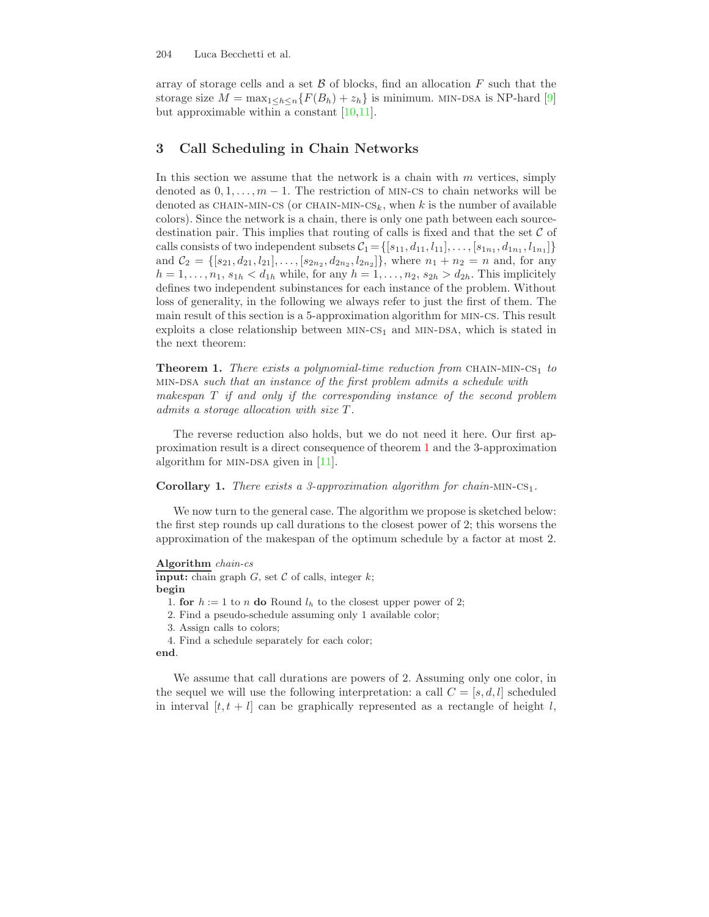array of storage cells and a set $\mathcal{B}$ of blocks, find an allocation $F$ such that the storage size $M = \max_{1 \leq h \leq n}\{F(B_h) + z_h\}$ is minimum. MIN-DSA is NP-hard [9] but approximable within a constant [10,11].

## 3 Call Scheduling in Chain Networks

In this section we assume that the network is a chain with $m$ vertices, simply denoted as $0, 1, \ldots, m-1$. The restriction of MIN-CS to chain networks will be denoted as CHAIN-MIN-CS (or CHAIN-MIN-CS$_k$, when $k$ is the number of available colors). Since the network is a chain, there is only one path between each source-destination pair. This implies that routing of calls is fixed and that the set $\mathcal{C}$ of calls consists of two independent subsets $\mathcal{C}_1 = \{[s_{11}, d_{11}, l_{11}], \ldots, [s_{1n_1}, d_{1n_1}, l_{1n_1}]\}$ and $\mathcal{C}_2 = \{[s_{21}, d_{21}, l_{21}], \ldots, [s_{2n_2}, d_{2n_2}, l_{2n_2}]\}$, where $n_1 + n_2 = n$ and, for any $h = 1, \ldots, n_1$, $s_{1h} < d_{1h}$ while, for any $h = 1, \ldots, n_2$, $s_{2h} > d_{2h}$. This implicitely defines two independent subinstances for each instance of the problem. Without loss of generality, in the following we always refer to just the first of them. The main result of this section is a 5-approximation algorithm for MIN-CS. This result exploits a close relationship between MIN-CS$_1$ and MIN-DSA, which is stated in the next theorem:

**Theorem 1.** *There exists a polynomial-time reduction from* CHAIN-MIN-CS$_1$ *to* MIN-DSA *such that an instance of the first problem admits a schedule with makespan $T$ if and only if the corresponding instance of the second problem admits a storage allocation with size $T$.*

The reverse reduction also holds, but we do not need it here. Our first approximation result is a direct consequence of theorem 1 and the 3-approximation algorithm for MIN-DSA given in [11].

**Corollary 1.** *There exists a 3-approximation algorithm for chain-*MIN-CS$_1$.

We now turn to the general case. The algorithm we propose is sketched below: the first step rounds up call durations to the closest power of 2; this worsens the approximation of the makespan of the optimum schedule by a factor at most 2.

**Algorithm** *chain-cs*
**input:** chain graph $G$, set $\mathcal{C}$ of calls, integer $k$;
**begin**
1. **for** $h := 1$ to $n$ **do** Round $l_h$ to the closest upper power of 2;
2. Find a pseudo-schedule assuming only 1 available color;
3. Assign calls to colors;
4. Find a schedule separately for each color;

**end**.

We assume that call durations are powers of 2. Assuming only one color, in the sequel we will use the following interpretation: a call $C = [s, d, l]$ scheduled in interval $[t, t + l]$ can be graphically represented as a rectangle of height $l$,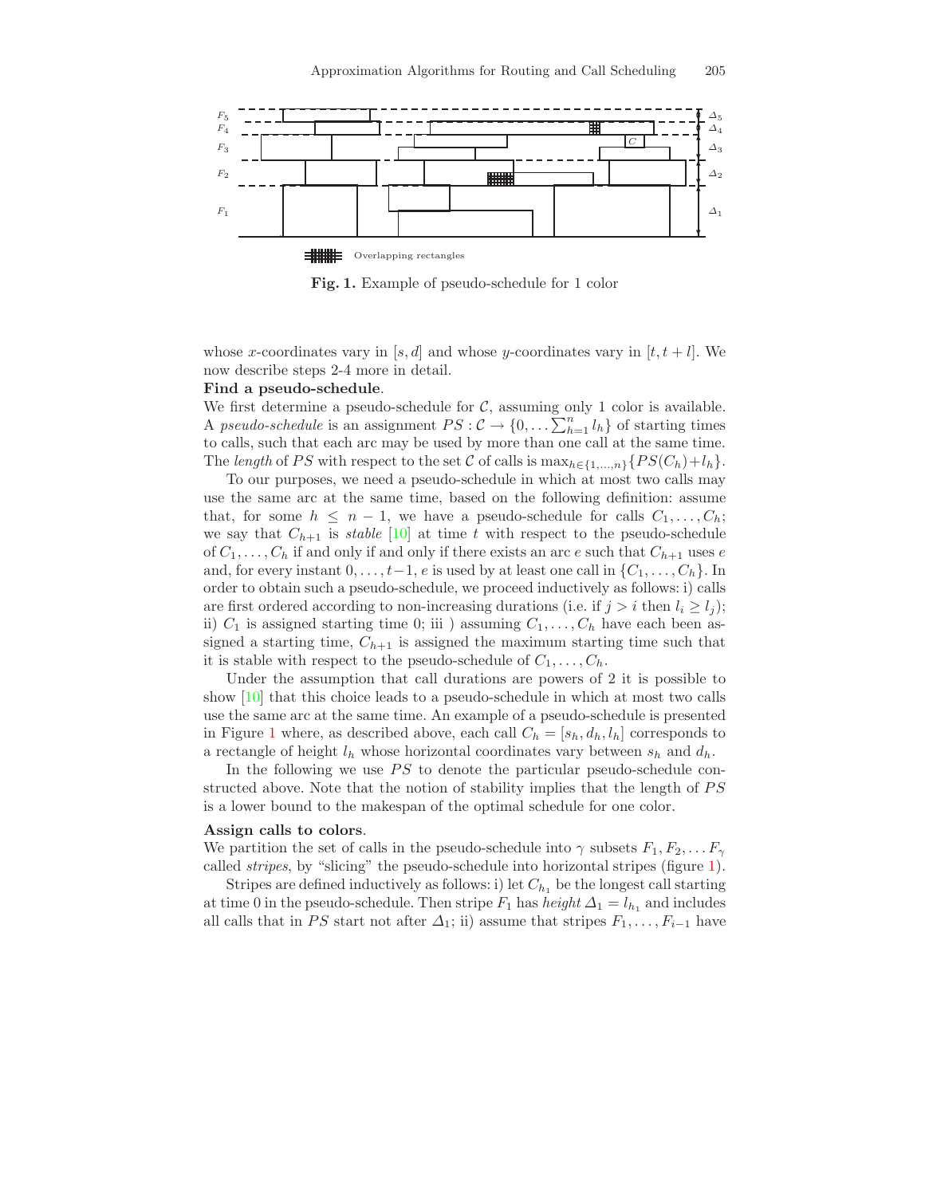Fig. 1. Example of pseudo-schedule for 1 color

whose $x$-coordinates vary in $[s, d]$ and whose $y$-coordinates vary in $[t, t + l]$. We now describe steps 2-4 more in detail.

**Find a pseudo-schedule**.

We first determine a pseudo-schedule for $\mathcal{C}$, assuming only 1 color is available. A *pseudo-schedule* is an assignment $PS : \mathcal{C} \rightarrow \{0, \ldots \sum_{h=1}^{n} l_h\}$ of starting times to calls, such that each arc may be used by more than one call at the same time. The *length* of $PS$ with respect to the set $\mathcal{C}$ of calls is $\max_{h \in \{1,\ldots,n\}}\{PS(C_h) + l_h\}$.

To our purposes, we need a pseudo-schedule in which at most two calls may use the same arc at the same time, based on the following definition: assume that, for some $h \leq n - 1$, we have a pseudo-schedule for calls $C_1, \ldots, C_h$; we say that $C_{h+1}$ is *stable* [10] at time $t$ with respect to the pseudo-schedule of $C_1, \ldots, C_h$ if and only if and only if there exists an arc $e$ such that $C_{h+1}$ uses $e$ and, for every instant $0, \ldots, t-1$, $e$ is used by at least one call in $\{C_1, \ldots, C_h\}$. In order to obtain such a pseudo-schedule, we proceed inductively as follows: i) calls are first ordered according to non-increasing durations (i.e. if $j > i$ then $l_i \geq l_j$); ii) $C_1$ is assigned starting time 0; iii ) assuming $C_1, \ldots, C_h$ have each been assigned a starting time, $C_{h+1}$ is assigned the maximum starting time such that it is stable with respect to the pseudo-schedule of $C_1, \ldots, C_h$.

Under the assumption that call durations are powers of 2 it is possible to show [10] that this choice leads to a pseudo-schedule in which at most two calls use the same arc at the same time. An example of a pseudo-schedule is presented in Figure 1 where, as described above, each call $C_h = [s_h, d_h, l_h]$ corresponds to a rectangle of height $l_h$ whose horizontal coordinates vary between $s_h$ and $d_h$.

In the following we use $PS$ to denote the particular pseudo-schedule constructed above. Note that the notion of stability implies that the length of $PS$ is a lower bound to the makespan of the optimal schedule for one color.

**Assign calls to colors**.

We partition the set of calls in the pseudo-schedule into $\gamma$ subsets $F_1, F_2, \ldots F_\gamma$ called *stripes*, by "slicing" the pseudo-schedule into horizontal stripes (figure 1).

Stripes are defined inductively as follows: i) let $C_{h_1}$ be the longest call starting at time 0 in the pseudo-schedule. Then stripe $F_1$ has *height* $\Delta_1 = l_{h_1}$ and includes all calls that in $PS$ start not after $\Delta_1$; ii) assume that stripes $F_1, \ldots, F_{i-1}$ have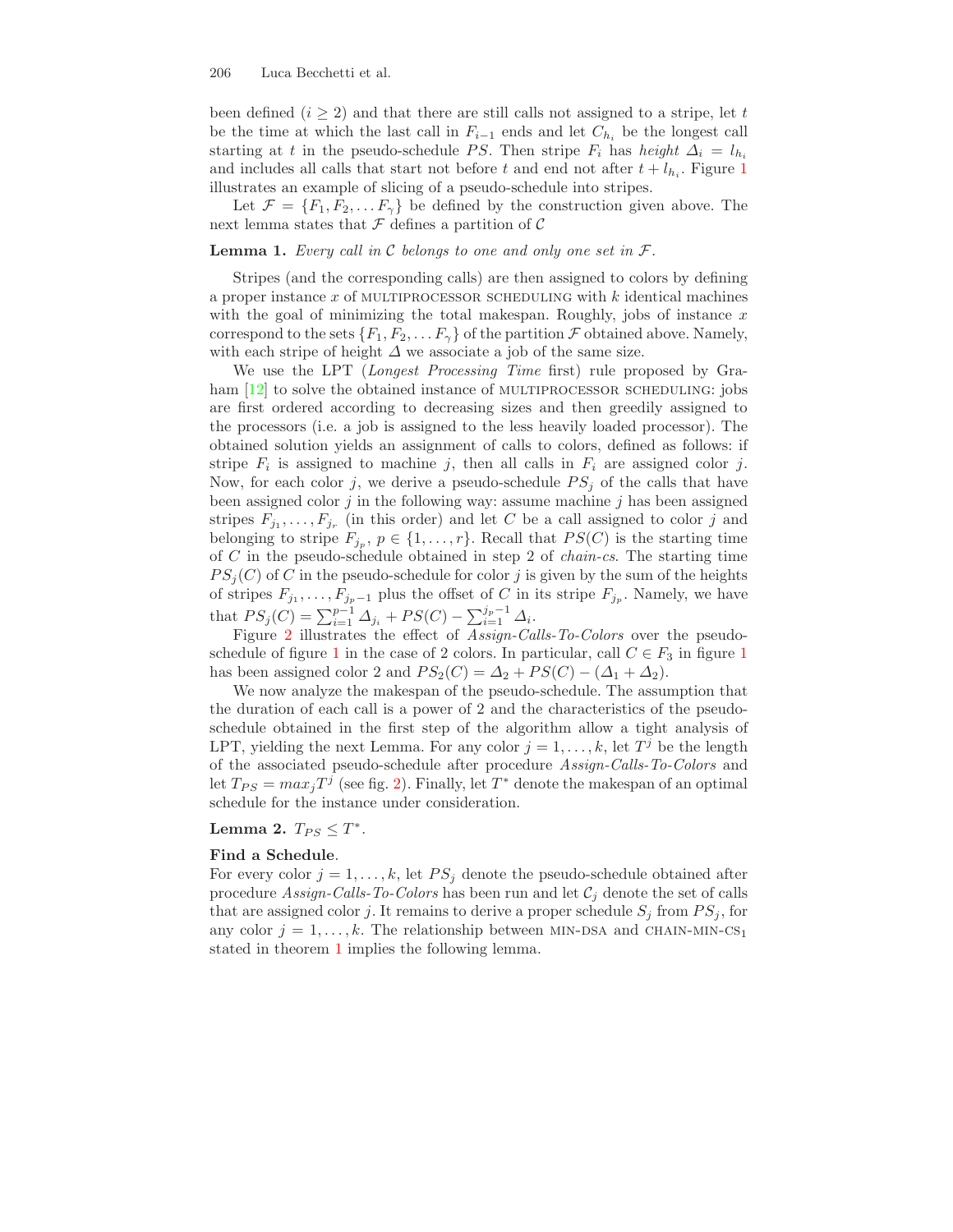been defined ($i \geq 2$) and that there are still calls not assigned to a stripe, let $t$ be the time at which the last call in $F_{i-1}$ ends and let $C_{h_i}$ be the longest call starting at $t$ in the pseudo-schedule $PS$. Then stripe $F_i$ has *height* $\Delta_i = l_{h_i}$ and includes all calls that start not before $t$ and end not after $t + l_{h_i}$. Figure 1 illustrates an example of slicing of a pseudo-schedule into stripes.

Let $\mathcal{F} = \{F_1, F_2, \dots F_\gamma\}$ be defined by the construction given above. The next lemma states that $\mathcal{F}$ defines a partition of $\mathcal{C}$

**Lemma 1.** *Every call in $\mathcal{C}$ belongs to one and only one set in $\mathcal{F}$.*

Stripes (and the corresponding calls) are then assigned to colors by defining a proper instance $x$ of MULTIPROCESSOR SCHEDULING with $k$ identical machines with the goal of minimizing the total makespan. Roughly, jobs of instance $x$ correspond to the sets $\{F_1, F_2, \dots F_\gamma\}$ of the partition $\mathcal{F}$ obtained above. Namely, with each stripe of height $\Delta$ we associate a job of the same size.

We use the LPT (*Longest Processing Time* first) rule proposed by Graham [12] to solve the obtained instance of MULTIPROCESSOR SCHEDULING: jobs are first ordered according to decreasing sizes and then greedily assigned to the processors (i.e. a job is assigned to the less heavily loaded processor). The obtained solution yields an assignment of calls to colors, defined as follows: if stripe $F_i$ is assigned to machine $j$, then all calls in $F_i$ are assigned color $j$. Now, for each color $j$, we derive a pseudo-schedule $PS_j$ of the calls that have been assigned color $j$ in the following way: assume machine $j$ has been assigned stripes $F_{j_1}, \dots, F_{j_r}$ (in this order) and let $C$ be a call assigned to color $j$ and belonging to stripe $F_{j_p}$, $p \in \{1, \dots, r\}$. Recall that $PS(C)$ is the starting time of $C$ in the pseudo-schedule obtained in step 2 of *chain-cs*. The starting time $PS_j(C)$ of $C$ in the pseudo-schedule for color $j$ is given by the sum of the heights of stripes $F_{j_1}, \dots, F_{j_p - 1}$ plus the offset of $C$ in its stripe $F_{j_p}$. Namely, we have that $PS_j(C) = \sum_{i=1}^{p-1} \Delta_{j_i} + PS(C) - \sum_{i=1}^{j_p - 1} \Delta_i$.

Figure 2 illustrates the effect of *Assign-Calls-To-Colors* over the pseudo-schedule of figure 1 in the case of 2 colors. In particular, call $C \in F_3$ in figure 1 has been assigned color 2 and $PS_2(C) = \Delta_2 + PS(C) - (\Delta_1 + \Delta_2)$.

We now analyze the makespan of the pseudo-schedule. The assumption that the duration of each call is a power of 2 and the characteristics of the pseudo-schedule obtained in the first step of the algorithm allow a tight analysis of LPT, yielding the next Lemma. For any color $j = 1, \dots, k$, let $T^j$ be the length of the associated pseudo-schedule after procedure *Assign-Calls-To-Colors* and let $T_{PS} = max_j T^j$ (see fig. 2). Finally, let $T^*$ denote the makespan of an optimal schedule for the instance under consideration.

**Lemma 2.** $T_{PS} \leq T^*$.

**Find a Schedule**.
For every color $j = 1, \dots, k$, let $PS_j$ denote the pseudo-schedule obtained after procedure *Assign-Calls-To-Colors* has been run and let $\mathcal{C}_j$ denote the set of calls that are assigned color $j$. It remains to derive a proper schedule $S_j$ from $PS_j$, for any color $j = 1, \dots, k$. The relationship between MIN-DSA and CHAIN-MIN-CS$_1$ stated in theorem 1 implies the following lemma.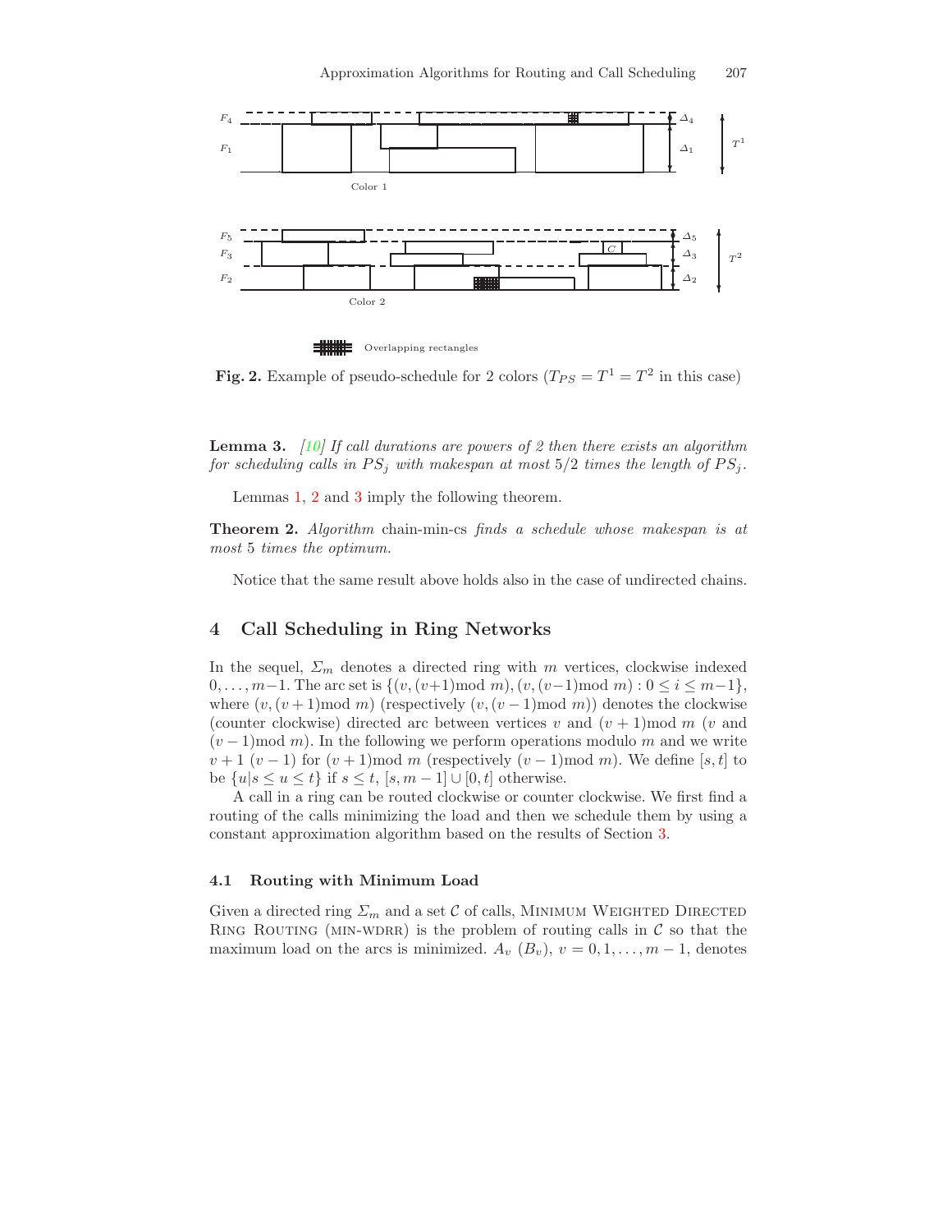**Fig. 2.** Example of pseudo-schedule for 2 colors ($T_{PS} = T^1 = T^2$ in this case)

**Lemma 3.** *[10] If call durations are powers of 2 then there exists an algorithm for scheduling calls in $PS_j$ with makespan at most $5/2$ times the length of $PS_j$.*

Lemmas 1, 2 and 3 imply the following theorem.

**Theorem 2.** *Algorithm* chain-min-cs *finds a schedule whose makespan is at most 5 times the optimum.*

Notice that the same result above holds also in the case of undirected chains.

## 4 Call Scheduling in Ring Networks

In the sequel, $\Sigma_m$ denotes a directed ring with $m$ vertices, clockwise indexed $0, \ldots, m-1$. The arc set is $\{(v, (v+1) \bmod m), (v, (v-1) \bmod m) : 0 \leq i \leq m-1\}$, where $(v, (v+1) \bmod m)$ (respectively $(v, (v-1) \bmod m)$) denotes the clockwise (counter clockwise) directed arc between vertices $v$ and $(v+1) \bmod m$ ($v$ and $(v-1) \bmod m$). In the following we perform operations modulo $m$ and we write $v+1$ ($v-1$) for $(v+1) \bmod m$ (respectively $(v-1) \bmod m$). We define $[s, t]$ to be $\{u | s \leq u \leq t\}$ if $s \leq t$, $[s, m-1] \cup [0, t]$ otherwise.

A call in a ring can be routed clockwise or counter clockwise. We first find a routing of the calls minimizing the load and then we schedule them by using a constant approximation algorithm based on the results of Section 3.

### 4.1 Routing with Minimum Load

Given a directed ring $\Sigma_m$ and a set $\mathcal{C}$ of calls, Minimum Weighted Directed Ring Routing (min-wdrr) is the problem of routing calls in $\mathcal{C}$ so that the maximum load on the arcs is minimized. $A_v$ ($B_v$), $v = 0, 1, \ldots, m-1$, denotes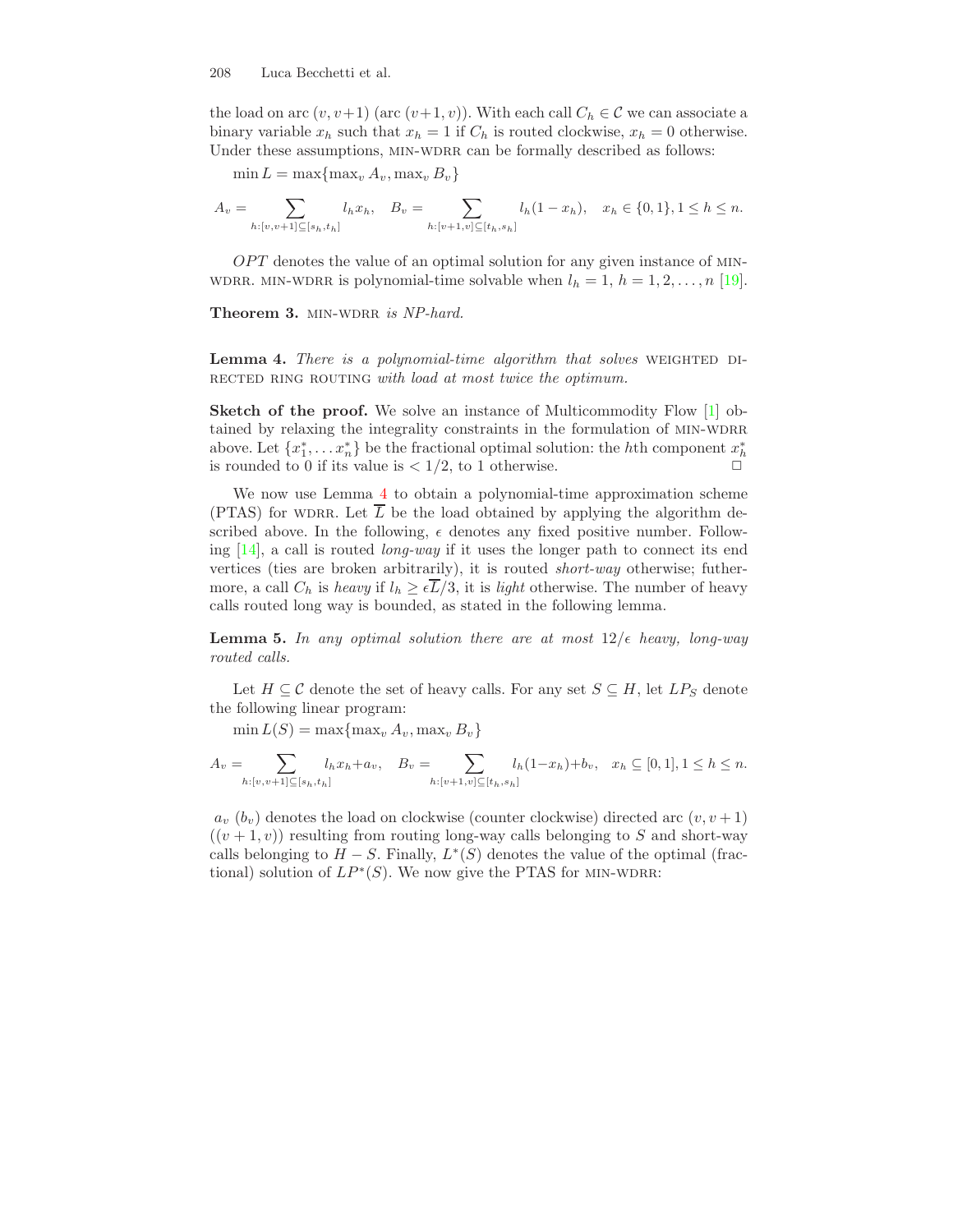the load on arc $(v, v+1)$ (arc $(v+1, v)$). With each call $C_h \in \mathcal{C}$ we can associate a binary variable $x_h$ such that $x_h = 1$ if $C_h$ is routed clockwise, $x_h = 0$ otherwise. Under these assumptions, MIN-WDRR can be formally described as follows:

$\min L = \max\{\max_v A_v, \max_v B_v\}$

$$A_v = \sum_{h:[v,v+1]\subseteq[s_h,t_h]} l_h x_h, \quad B_v = \sum_{h:[v+1,v]\subseteq[t_h,s_h]} l_h(1-x_h), \quad x_h \in \{0,1\}, 1 \leq h \leq n.$$

$OPT$ denotes the value of an optimal solution for any given instance of MIN-WDRR. MIN-WDRR is polynomial-time solvable when $l_h = 1$, $h = 1, 2, \ldots, n$ [19].

**Theorem 3.** *MIN-WDRR is NP-hard.*

**Lemma 4.** *There is a polynomial-time algorithm that solves* WEIGHTED DIRECTED RING ROUTING *with load at most twice the optimum.*

**Sketch of the proof.** We solve an instance of Multicommodity Flow [1] obtained by relaxing the integrality constraints in the formulation of MIN-WDRR above. Let $\{x_1^*, \ldots x_n^*\}$ be the fractional optimal solution: the $h$th component $x_h^*$ is rounded to 0 if its value is $< 1/2$, to 1 otherwise. □

We now use Lemma 4 to obtain a polynomial-time approximation scheme (PTAS) for WDRR. Let $\overline{L}$ be the load obtained by applying the algorithm described above. In the following, $\epsilon$ denotes any fixed positive number. Following [14], a call is routed *long-way* if it uses the longer path to connect its end vertices (ties are broken arbitrarily), it is routed *short-way* otherwise; futhermore, a call $C_h$ is *heavy* if $l_h \geq \epsilon\overline{L}/3$, it is *light* otherwise. The number of heavy calls routed long way is bounded, as stated in the following lemma.

**Lemma 5.** *In any optimal solution there are at most $12/\epsilon$ heavy, long-way routed calls.*

Let $H \subseteq \mathcal{C}$ denote the set of heavy calls. For any set $S \subseteq H$, let $LP_S$ denote the following linear program:

$\min L(S) = \max\{\max_v A_v, \max_v B_v\}$

$$A_v = \sum_{h:[v,v+1]\subseteq[s_h,t_h]} l_h x_h + a_v, \quad B_v = \sum_{h:[v+1,v]\subseteq[t_h,s_h]} l_h(1-x_h) + b_v, \quad x_h \subseteq [0,1], 1 \leq h \leq n.$$

$a_v$ ($b_v$) denotes the load on clockwise (counter clockwise) directed arc $(v, v+1)$ ($(v+1, v)$) resulting from routing long-way calls belonging to $S$ and short-way calls belonging to $H - S$. Finally, $L^*(S)$ denotes the value of the optimal (fractional) solution of $LP^*(S)$. We now give the PTAS for MIN-WDRR: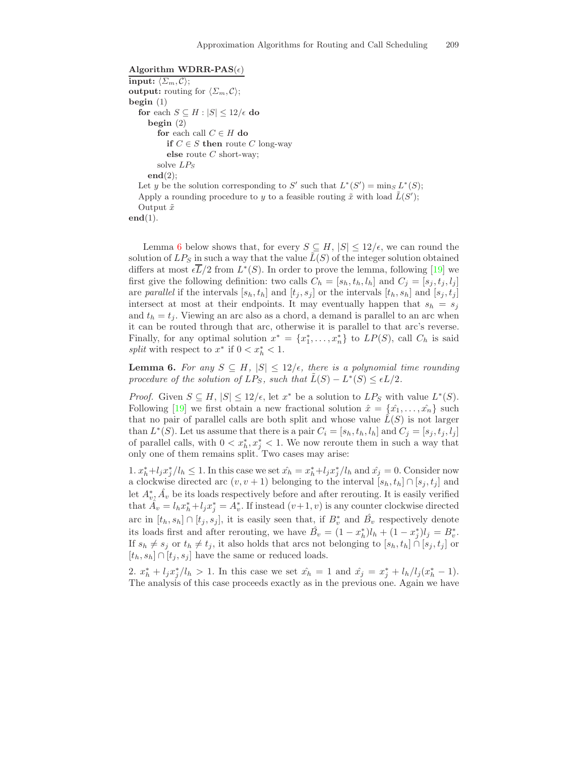**Algorithm WDRR-PAS($\epsilon$)**

**input:** $\langle \Sigma_m, \mathcal{C} \rangle$;
**output:** routing for $\langle \Sigma_m, \mathcal{C} \rangle$;
**begin** (1)
  **for** each $S \subseteq H : |S| \leq 12/\epsilon$ **do**
    **begin** (2)
      **for** each call $C \in H$ **do**
        **if** $C \in S$ **then** route $C$ long-way
        **else** route $C$ short-way;
      solve $LP_S$
    **end**(2);
  Let $y$ be the solution corresponding to $S'$ such that $L^*(S') = \min_S L^*(S)$;
  Apply a rounding procedure to $y$ to a feasible routing $\tilde{x}$ with load $\tilde{L}(S')$;
  Output $\tilde{x}$
**end**(1).

Lemma 6 below shows that, for every $S \subseteq H$, $|S| \leq 12/\epsilon$, we can round the solution of $LP_S$ in such a way that the value $\tilde{L}(S)$ of the integer solution obtained differs at most $\epsilon \overline{L}/2$ from $L^*(S)$. In order to prove the lemma, following [19] we first give the following definition: two calls $C_h = [s_h, t_h, l_h]$ and $C_j = [s_j, t_j, l_j]$ are *parallel* if the intervals $[s_h, t_h]$ and $[t_j, s_j]$ or the intervals $[t_h, s_h]$ and $[s_j, t_j]$ intersect at most at their endpoints. It may eventually happen that $s_h = s_j$ and $t_h = t_j$. Viewing an arc also as a chord, a demand is parallel to an arc when it can be routed through that arc, otherwise it is parallel to that arc's reverse. Finally, for any optimal solution $x^* = \{x_1^*, \ldots, x_n^*\}$ to $LP(S)$, call $C_h$ is said *split* with respect to $x^*$ if $0 < x_h^* < 1$.

**Lemma 6.** *For any $S \subseteq H$, $|S| \leq 12/\epsilon$, there is a polynomial time rounding procedure of the solution of $LP_S$, such that $\tilde{L}(S) - L^*(S) \leq \epsilon L/2$.*

*Proof.* Given $S \subseteq H$, $|S| \leq 12/\epsilon$, let $x^*$ be a solution to $LP_S$ with value $L^*(S)$. Following [19] we first obtain a new fractional solution $\hat{x} = \{\hat{x_1}, \ldots, \hat{x_n}\}$ such that no pair of parallel calls are both split and whose value $\hat{L}(S)$ is not larger than $L^*(S)$. Let us assume that there is a pair $C_i = [s_h, t_h, l_h]$ and $C_j = [s_j, t_j, l_j]$ of parallel calls, with $0 < x_h^*, x_j^* < 1$. We now reroute them in such a way that only one of them remains split. Two cases may arise:

1. $x_h^* + l_j x_j^*/l_h \leq 1$. In this case we set $\hat{x_h} = x_h^* + l_j x_j^*/l_h$ and $\hat{x_j} = 0$. Consider now a clockwise directed arc $(v, v+1)$ belonging to the interval $[s_h, t_h] \cap [s_j, t_j]$ and let $A_v^*, \hat{A_v}$ be its loads respectively before and after rerouting. It is easily verified that $\hat{A_v} = l_h x_h^* + l_j x_j^* = A_v^*$. If instead $(v+1, v)$ is any counter clockwise directed arc in $[t_h, s_h] \cap [t_j, s_j]$, it is easily seen that, if $B_v^*$ and $\hat{B_v}$ respectively denote its loads first and after rerouting, we have $\hat{B_v} = (1 - x_h^*) l_h + (1 - x_j^*) l_j = B_v^*$. If $s_h \neq s_j$ or $t_h \neq t_j$, it also holds that arcs not belonging to $[s_h, t_h] \cap [s_j, t_j]$ or $[t_h, s_h] \cap [t_j, s_j]$ have the same or reduced loads.

2. $x_h^* + l_j x_j^*/l_h > 1$. In this case we set $\hat{x_h} = 1$ and $\hat{x_j} = x_j^* + l_h/l_j(x_h^* - 1)$. The analysis of this case proceeds exactly as in the previous one. Again we have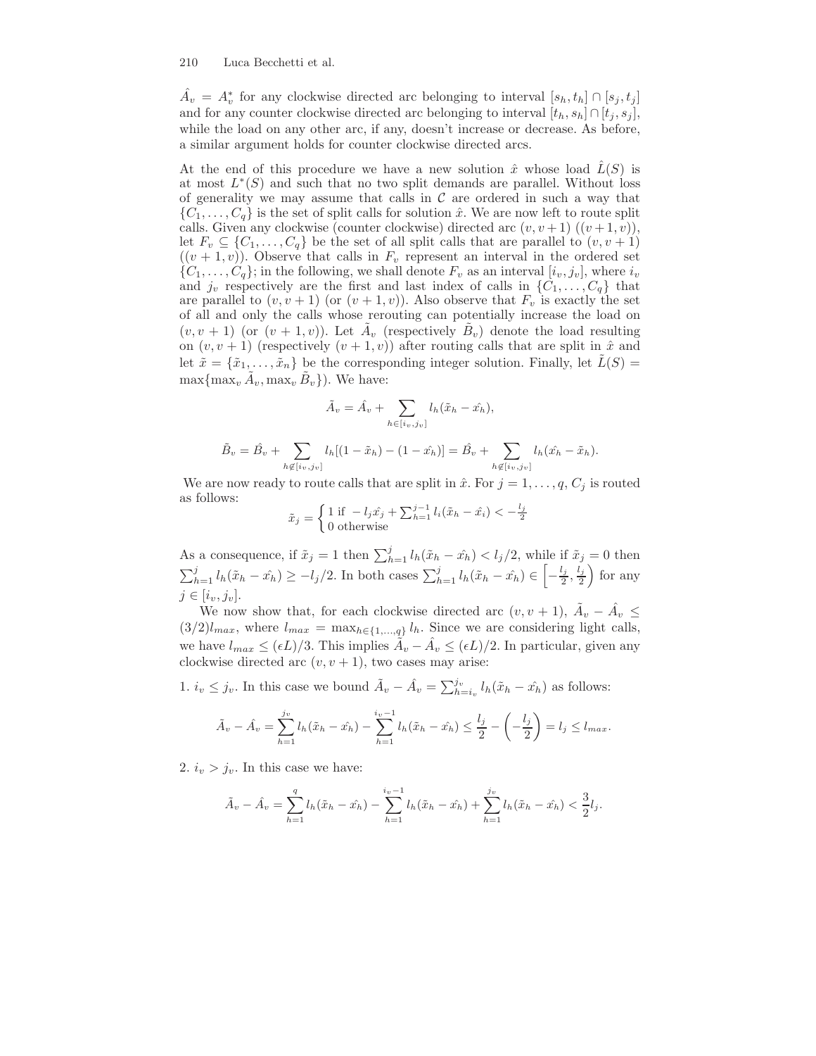$\hat{A}_v = A_v^*$ for any clockwise directed arc belonging to interval $[s_h, t_h] \cap [s_j, t_j]$ and for any counter clockwise directed arc belonging to interval $[t_h, s_h] \cap [t_j, s_j]$, while the load on any other arc, if any, doesn't increase or decrease. As before, a similar argument holds for counter clockwise directed arcs.

At the end of this procedure we have a new solution $\hat{x}$ whose load $\hat{L}(S)$ is at most $L^*(S)$ and such that no two split demands are parallel. Without loss of generality we may assume that calls in $\mathcal{C}$ are ordered in such a way that $\{C_1, \ldots, C_q\}$ is the set of split calls for solution $\hat{x}$. We are now left to route split calls. Given any clockwise (counter clockwise) directed arc $(v, v+1)$ ($(v+1, v)$), let $F_v \subseteq \{C_1, \ldots, C_q\}$ be the set of all split calls that are parallel to $(v, v+1)$ ($(v+1, v)$). Observe that calls in $F_v$ represent an interval in the ordered set $\{C_1, \ldots, C_q\}$; in the following, we shall denote $F_v$ as an interval $[i_v, j_v]$, where $i_v$ and $j_v$ respectively are the first and last index of calls in $\{C_1, \ldots, C_q\}$ that are parallel to $(v, v+1)$ (or $(v+1, v)$). Also observe that $F_v$ is exactly the set of all and only the calls whose rerouting can potentially increase the load on $(v, v+1)$ (or $(v+1, v)$). Let $\tilde{A}_v$ (respectively $\tilde{B}_v$) denote the load resulting on $(v, v+1)$ (respectively $(v+1, v)$) after routing calls that are split in $\hat{x}$ and let $\tilde{x} = \{\tilde{x}_1, \ldots, \tilde{x}_n\}$ be the corresponding integer solution. Finally, let $\tilde{L}(S) = \max\{\max_v \tilde{A}_v, \max_v \tilde{B}_v\}$). We have:

$$\tilde{A}_v = \hat{A}_v + \sum_{h \in [i_v, j_v]} l_h(\tilde{x}_h - \hat{x_h}),$$

$$\tilde{B}_v = \hat{B}_v + \sum_{h \notin [i_v, j_v]} l_h[(1 - \tilde{x}_h) - (1 - \hat{x_h})] = \hat{B}_v + \sum_{h \notin [i_v, j_v]} l_h(\hat{x_h} - \tilde{x}_h).$$

We are now ready to route calls that are split in $\hat{x}$. For $j = 1, \ldots, q$, $C_j$ is routed as follows:

$$\tilde{x}_j = \begin{cases} 1 \text{ if } -l_j\hat{x_j} + \sum_{h=1}^{j-1} l_i(\tilde{x}_h - \hat{x_i}) < -\frac{l_j}{2} \\ 0 \text{ otherwise} \end{cases}$$

As a consequence, if $\tilde{x}_j = 1$ then $\sum_{h=1}^{j} l_h(\tilde{x}_h - \hat{x_h}) < l_j/2$, while if $\tilde{x}_j = 0$ then $\sum_{h=1}^{j} l_h(\tilde{x}_h - \hat{x_h}) \geq -l_j/2$. In both cases $\sum_{h=1}^{j} l_h(\tilde{x}_h - \hat{x_h}) \in \left[-\frac{l_j}{2}, \frac{l_j}{2}\right)$ for any $j \in [i_v, j_v]$.

We now show that, for each clockwise directed arc $(v, v+1)$, $\tilde{A}_v - \hat{A}_v \leq (3/2)l_{max}$, where $l_{max} = \max_{h \in \{1,\ldots,q\}} l_h$. Since we are considering light calls, we have $l_{max} \leq (\epsilon L)/3$. This implies $\tilde{A}_v - \hat{A}_v \leq (\epsilon L)/2$. In particular, given any clockwise directed arc $(v, v+1)$, two cases may arise:

1. $i_v \leq j_v$. In this case we bound $\tilde{A}_v - \hat{A}_v = \sum_{h=i_v}^{j_v} l_h(\tilde{x}_h - \hat{x_h})$ as follows:

$$\tilde{A}_v - \hat{A}_v = \sum_{h=1}^{j_v} l_h(\tilde{x}_h - \hat{x_h}) - \sum_{h=1}^{i_v - 1} l_h(\tilde{x}_h - \hat{x_h}) \leq \frac{l_j}{2} - \left(-\frac{l_j}{2}\right) = l_j \leq l_{max}.$$

2. $i_v > j_v$. In this case we have:

$$\tilde{A}_v - \hat{A}_v = \sum_{h=1}^{q} l_h(\tilde{x}_h - \hat{x_h}) - \sum_{h=1}^{i_v - 1} l_h(\tilde{x}_h - \hat{x_h}) + \sum_{h=1}^{j_v} l_h(\tilde{x}_h - \hat{x_h}) < \frac{3}{2}l_j.$$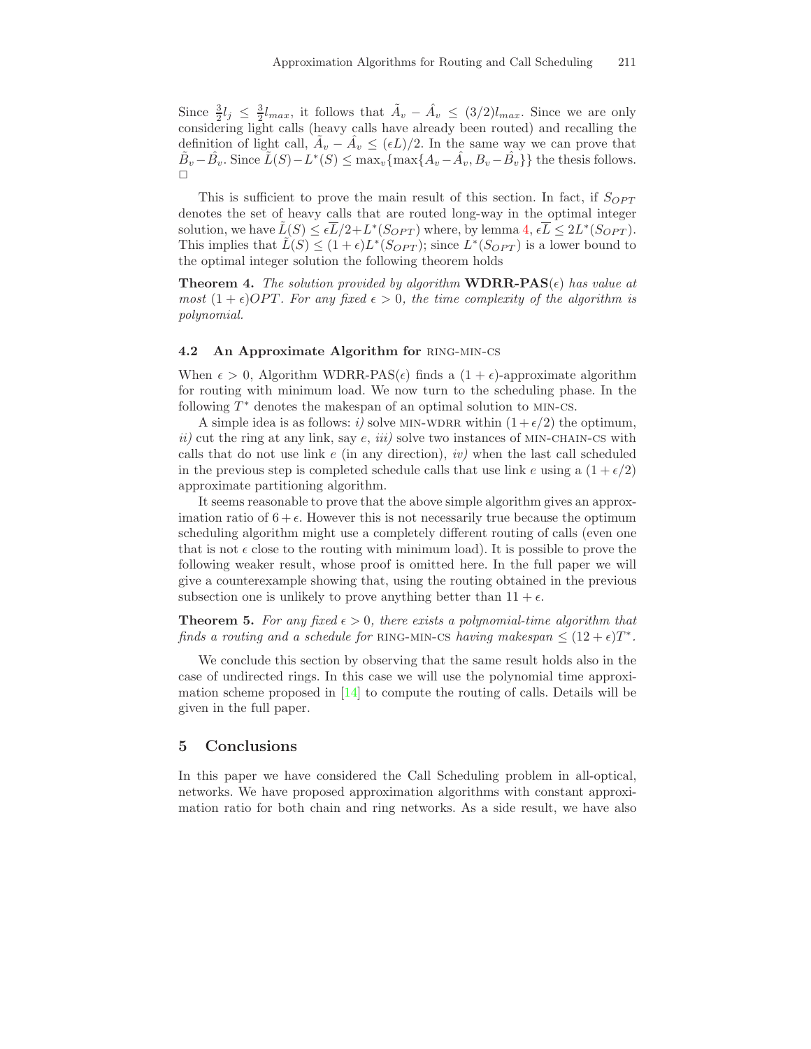Since $\frac{3}{2}l_j \leq \frac{3}{2}l_{max}$, it follows that $\tilde{A}_v - \hat{A}_v \leq (3/2)l_{max}$. Since we are only considering light calls (heavy calls have already been routed) and recalling the definition of light call, $\tilde{A}_v - \hat{A}_v \leq (\epsilon L)/2$. In the same way we can prove that $\tilde{B}_v - \hat{B}_v$. Since $\tilde{L}(S) - L^*(S) \leq \max_v\{\max\{A_v - \hat{A}_v, B_v - \hat{B}_v\}\}$ the thesis follows. □

This is sufficient to prove the main result of this section. In fact, if $S_{OPT}$ denotes the set of heavy calls that are routed long-way in the optimal integer solution, we have $\tilde{L}(S) \leq \epsilon\overline{L}/2 + L^*(S_{OPT})$ where, by lemma 4, $\epsilon\overline{L} \leq 2L^*(S_{OPT})$. This implies that $\tilde{L}(S) \leq (1+\epsilon)L^*(S_{OPT})$; since $L^*(S_{OPT})$ is a lower bound to the optimal integer solution the following theorem holds

**Theorem 4.** *The solution provided by algorithm* **WDRR-PAS**$(\epsilon)$ *has value at most* $(1+\epsilon)OPT$. *For any fixed* $\epsilon > 0$, *the time complexity of the algorithm is polynomial.*

### 4.2 An Approximate Algorithm for RING-MIN-CS

When $\epsilon > 0$, Algorithm WDRR-PAS$(\epsilon)$ finds a $(1+\epsilon)$-approximate algorithm for routing with minimum load. We now turn to the scheduling phase. In the following $T^*$ denotes the makespan of an optimal solution to MIN-CS.

A simple idea is as follows: *i)* solve MIN-WDRR within $(1+\epsilon/2)$ the optimum, *ii)* cut the ring at any link, say $e$, *iii)* solve two instances of MIN-CHAIN-CS with calls that do not use link $e$ (in any direction), *iv)* when the last call scheduled in the previous step is completed schedule calls that use link $e$ using a $(1+\epsilon/2)$ approximate partitioning algorithm.

It seems reasonable to prove that the above simple algorithm gives an approximation ratio of $6+\epsilon$. However this is not necessarily true because the optimum scheduling algorithm might use a completely different routing of calls (even one that is not $\epsilon$ close to the routing with minimum load). It is possible to prove the following weaker result, whose proof is omitted here. In the full paper we will give a counterexample showing that, using the routing obtained in the previous subsection one is unlikely to prove anything better than $11+\epsilon$.

**Theorem 5.** *For any fixed* $\epsilon > 0$, *there exists a polynomial-time algorithm that finds a routing and a schedule for* RING-MIN-CS *having makespan* $\leq (12+\epsilon)T^*$.

We conclude this section by observing that the same result holds also in the case of undirected rings. In this case we will use the polynomial time approximation scheme proposed in [14] to compute the routing of calls. Details will be given in the full paper.

## 5 Conclusions

In this paper we have considered the Call Scheduling problem in all-optical, networks. We have proposed approximation algorithms with constant approximation ratio for both chain and ring networks. As a side result, we have also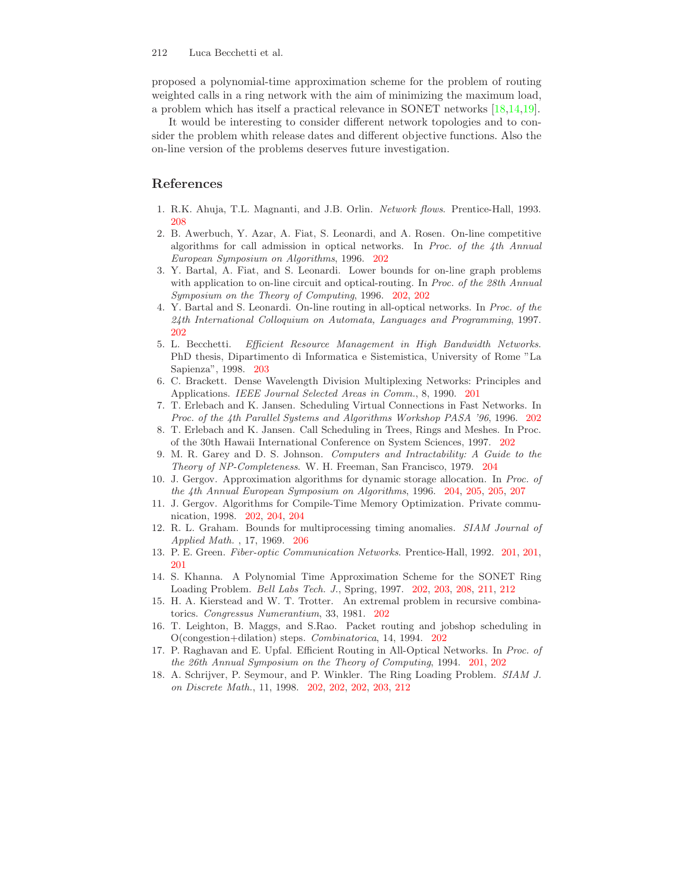proposed a polynomial-time approximation scheme for the problem of routing weighted calls in a ring network with the aim of minimizing the maximum load, a problem which has itself a practical relevance in SONET networks [18,14,19].

It would be interesting to consider different network topologies and to consider the problem whith release dates and different objective functions. Also the on-line version of the problems deserves future investigation.

## References

1. R.K. Ahuja, T.L. Magnanti, and J.B. Orlin. *Network flows*. Prentice-Hall, 1993. 208
2. B. Awerbuch, Y. Azar, A. Fiat, S. Leonardi, and A. Rosen. On-line competitive algorithms for call admission in optical networks. In *Proc. of the 4th Annual European Symposium on Algorithms*, 1996. 202
3. Y. Bartal, A. Fiat, and S. Leonardi. Lower bounds for on-line graph problems with application to on-line circuit and optical-routing. In *Proc. of the 28th Annual Symposium on the Theory of Computing*, 1996. 202, 202
4. Y. Bartal and S. Leonardi. On-line routing in all-optical networks. In *Proc. of the 24th International Colloquium on Automata, Languages and Programming*, 1997. 202
5. L. Becchetti. *Efficient Resource Management in High Bandwidth Networks*. PhD thesis, Dipartimento di Informatica e Sistemistica, University of Rome "La Sapienza", 1998. 203
6. C. Brackett. Dense Wavelength Division Multiplexing Networks: Principles and Applications. *IEEE Journal Selected Areas in Comm.*, 8, 1990. 201
7. T. Erlebach and K. Jansen. Scheduling Virtual Connections in Fast Networks. In *Proc. of the 4th Parallel Systems and Algorithms Workshop PASA '96*, 1996. 202
8. T. Erlebach and K. Jansen. Call Scheduling in Trees, Rings and Meshes. In Proc. of the 30th Hawaii International Conference on System Sciences, 1997. 202
9. M. R. Garey and D. S. Johnson. *Computers and Intractability: A Guide to the Theory of NP-Completeness*. W. H. Freeman, San Francisco, 1979. 204
10. J. Gergov. Approximation algorithms for dynamic storage allocation. In *Proc. of the 4th Annual European Symposium on Algorithms*, 1996. 204, 205, 205, 207
11. J. Gergov. Algorithms for Compile-Time Memory Optimization. Private communication, 1998. 202, 204, 204
12. R. L. Graham. Bounds for multiprocessing timing anomalies. *SIAM Journal of Applied Math.* , 17, 1969. 206
13. P. E. Green. *Fiber-optic Communication Networks*. Prentice-Hall, 1992. 201, 201, 201
14. S. Khanna. A Polynomial Time Approximation Scheme for the SONET Ring Loading Problem. *Bell Labs Tech. J.*, Spring, 1997. 202, 203, 208, 211, 212
15. H. A. Kierstead and W. T. Trotter. An extremal problem in recursive combinatorics. *Congressus Numerantium*, 33, 1981. 202
16. T. Leighton, B. Maggs, and S.Rao. Packet routing and jobshop scheduling in O(congestion+dilation) steps. *Combinatorica*, 14, 1994. 202
17. P. Raghavan and E. Upfal. Efficient Routing in All-Optical Networks. In *Proc. of the 26th Annual Symposium on the Theory of Computing*, 1994. 201, 202
18. A. Schrijver, P. Seymour, and P. Winkler. The Ring Loading Problem. *SIAM J. on Discrete Math.*, 11, 1998. 202, 202, 202, 203, 212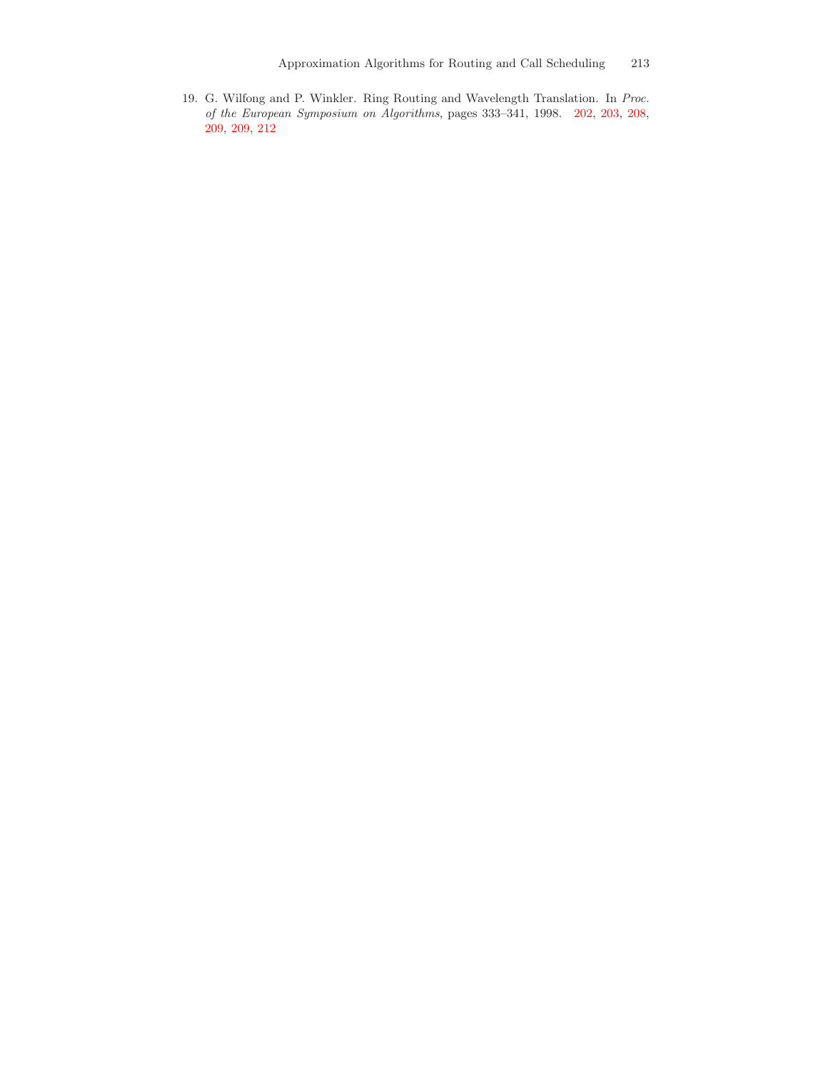19. G. Wilfong and P. Winkler. Ring Routing and Wavelength Translation. In *Proc. of the European Symposium on Algorithms*, pages 333–341, 1998. 202, 203, 208, 209, 209, 212